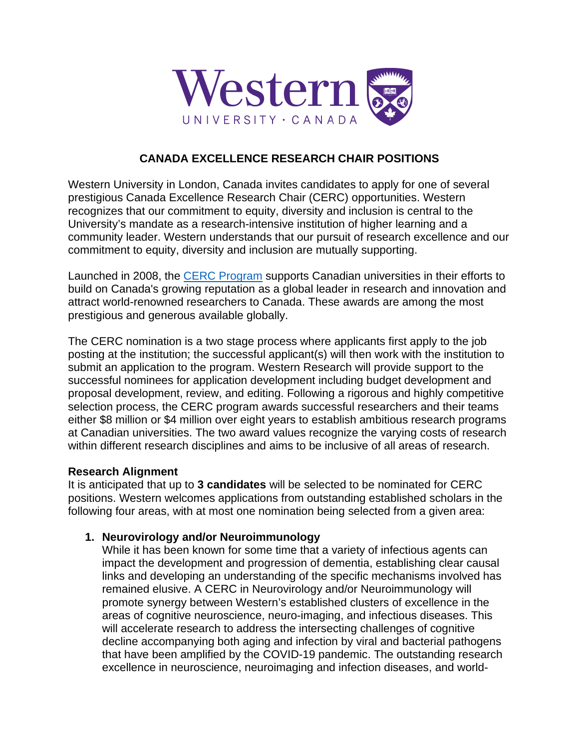# CANADA EXCELLENCE RESEARCH CHAIR POSITIONS

Western University in London, Canada invites candidates to apply for one of several prestigious Canada Excellence Research Chair (CERC) opportunities. Western recognizes that our commitment to equity, diversity and inclusion is central to the University's mandate as a research-intensive institution of higher learning and a community leader. Western understands that our pursuit of research excellence and our commitment to equity, diversity and inclusion are mutually supporting.

Launched in 2008, the [CERC Program]() supports Canadian universities in their efforts to build on Canada's growing reputation as a global leader in research and innovation and attract world-renowned researchers to Canada. These awards are among the most prestigious and generous available globally.

The CERC nomination is a two stage process where applicants first apply to the job posting at the institution; the successful applicant(s) will then work with the institution to submit an application to the program. Western Research will provide support to the successful nominees for application development including budget development and proposal development, review, and editing. Following a rigorous and highly competitive selection process, the CERC program awards successful researchers and their teams either $8 million or $4 million over eight years to establish ambitious research programs at Canadian universities. The two award values recognize the varying costs of research within different research disciplines and aims to be inclusive of all areas of research.

**Research Alignment**

It is anticipated that up to **3 candidates** will be selected to be nominated for CERC positions. Western welcomes applications from outstanding established scholars in the following four areas, with at most one nomination being selected from a given area:

1. **Neurovirology and/or Neuroimmunology**

   While it has been known for some time that a variety of infectious agents can impact the development and progression of dementia, establishing clear causal links and developing an understanding of the specific mechanisms involved has remained elusive. A CERC in Neurovirology and/or Neuroimmunology will promote synergy between Western's established clusters of excellence in the areas of cognitive neuroscience, neuro-imaging, and infectious diseases. This will accelerate research to address the intersecting challenges of cognitive decline accompanying both aging and infection by viral and bacterial pathogens that have been amplified by the COVID-19 pandemic. The outstanding research excellence in neuroscience, neuroimaging and infection diseases, and world-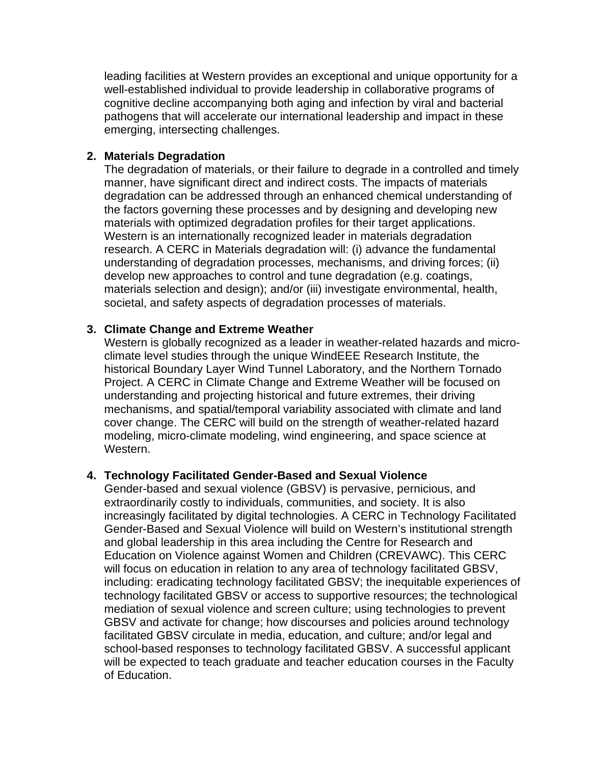leading facilities at Western provides an exceptional and unique opportunity for a well-established individual to provide leadership in collaborative programs of cognitive decline accompanying both aging and infection by viral and bacterial pathogens that will accelerate our international leadership and impact in these emerging, intersecting challenges.

2. **Materials Degradation**
   The degradation of materials, or their failure to degrade in a controlled and timely manner, have significant direct and indirect costs. The impacts of materials degradation can be addressed through an enhanced chemical understanding of the factors governing these processes and by designing and developing new materials with optimized degradation profiles for their target applications. Western is an internationally recognized leader in materials degradation research. A CERC in Materials degradation will: (i) advance the fundamental understanding of degradation processes, mechanisms, and driving forces; (ii) develop new approaches to control and tune degradation (e.g. coatings, materials selection and design); and/or (iii) investigate environmental, health, societal, and safety aspects of degradation processes of materials.

3. **Climate Change and Extreme Weather**
   Western is globally recognized as a leader in weather-related hazards and micro-climate level studies through the unique WindEEE Research Institute, the historical Boundary Layer Wind Tunnel Laboratory, and the Northern Tornado Project. A CERC in Climate Change and Extreme Weather will be focused on understanding and projecting historical and future extremes, their driving mechanisms, and spatial/temporal variability associated with climate and land cover change. The CERC will build on the strength of weather-related hazard modeling, micro-climate modeling, wind engineering, and space science at Western.

4. **Technology Facilitated Gender-Based and Sexual Violence**
   Gender-based and sexual violence (GBSV) is pervasive, pernicious, and extraordinarily costly to individuals, communities, and society. It is also increasingly facilitated by digital technologies. A CERC in Technology Facilitated Gender-Based and Sexual Violence will build on Western's institutional strength and global leadership in this area including the Centre for Research and Education on Violence against Women and Children (CREVAWC). This CERC will focus on education in relation to any area of technology facilitated GBSV, including: eradicating technology facilitated GBSV; the inequitable experiences of technology facilitated GBSV or access to supportive resources; the technological mediation of sexual violence and screen culture; using technologies to prevent GBSV and activate for change; how discourses and policies around technology facilitated GBSV circulate in media, education, and culture; and/or legal and school-based responses to technology facilitated GBSV. A successful applicant will be expected to teach graduate and teacher education courses in the Faculty of Education.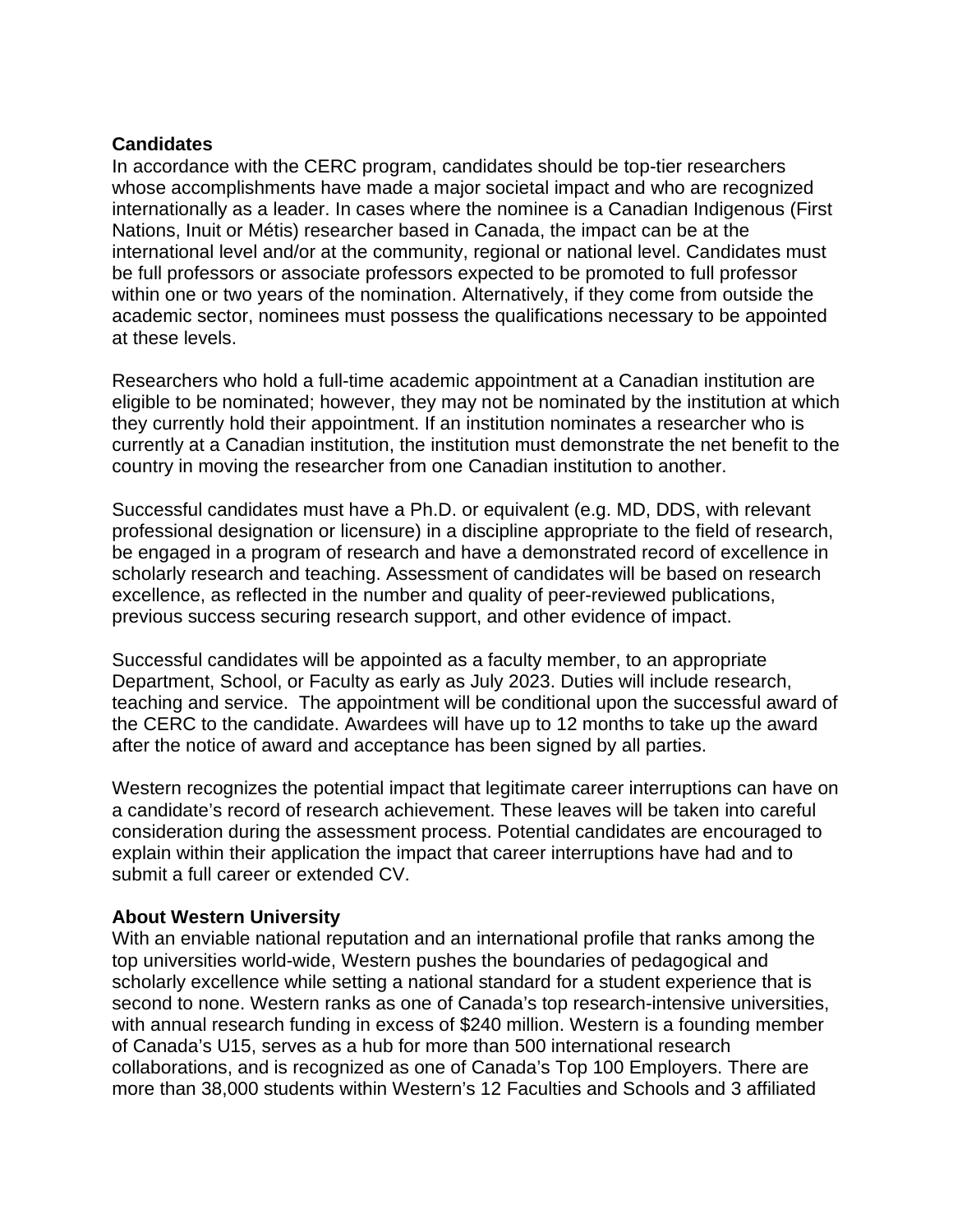**Candidates**
In accordance with the CERC program, candidates should be top-tier researchers whose accomplishments have made a major societal impact and who are recognized internationally as a leader. In cases where the nominee is a Canadian Indigenous (First Nations, Inuit or Métis) researcher based in Canada, the impact can be at the international level and/or at the community, regional or national level. Candidates must be full professors or associate professors expected to be promoted to full professor within one or two years of the nomination. Alternatively, if they come from outside the academic sector, nominees must possess the qualifications necessary to be appointed at these levels.

Researchers who hold a full-time academic appointment at a Canadian institution are eligible to be nominated; however, they may not be nominated by the institution at which they currently hold their appointment. If an institution nominates a researcher who is currently at a Canadian institution, the institution must demonstrate the net benefit to the country in moving the researcher from one Canadian institution to another.

Successful candidates must have a Ph.D. or equivalent (e.g. MD, DDS, with relevant professional designation or licensure) in a discipline appropriate to the field of research, be engaged in a program of research and have a demonstrated record of excellence in scholarly research and teaching. Assessment of candidates will be based on research excellence, as reflected in the number and quality of peer-reviewed publications, previous success securing research support, and other evidence of impact.

Successful candidates will be appointed as a faculty member, to an appropriate Department, School, or Faculty as early as July 2023. Duties will include research, teaching and service. The appointment will be conditional upon the successful award of the CERC to the candidate. Awardees will have up to 12 months to take up the award after the notice of award and acceptance has been signed by all parties.

Western recognizes the potential impact that legitimate career interruptions can have on a candidate's record of research achievement. These leaves will be taken into careful consideration during the assessment process. Potential candidates are encouraged to explain within their application the impact that career interruptions have had and to submit a full career or extended CV.

**About Western University**
With an enviable national reputation and an international profile that ranks among the top universities world-wide, Western pushes the boundaries of pedagogical and scholarly excellence while setting a national standard for a student experience that is second to none. Western ranks as one of Canada's top research-intensive universities, with annual research funding in excess of $240 million. Western is a founding member of Canada's U15, serves as a hub for more than 500 international research collaborations, and is recognized as one of Canada's Top 100 Employers. There are more than 38,000 students within Western's 12 Faculties and Schools and 3 affiliated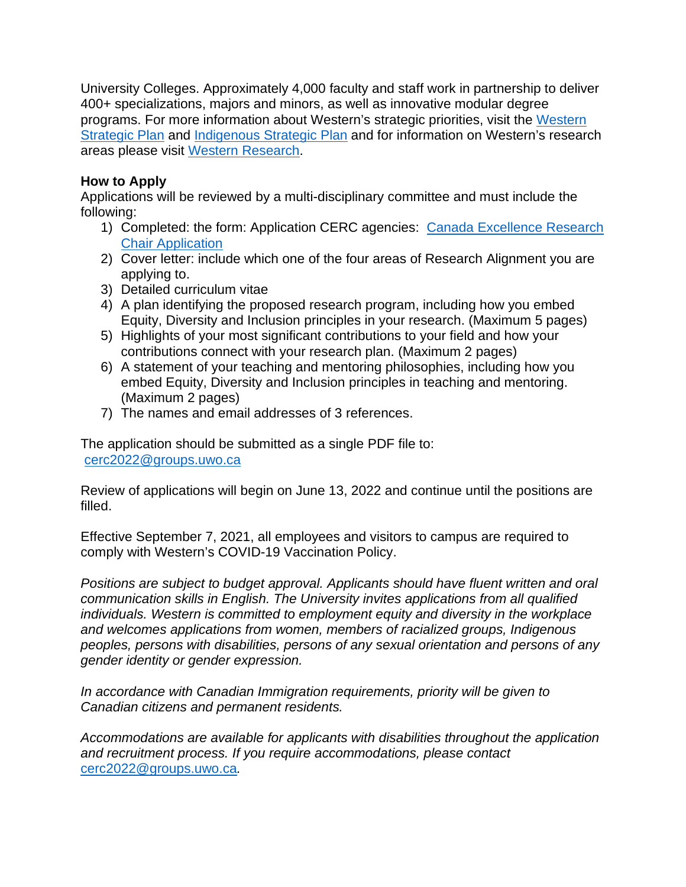University Colleges. Approximately 4,000 faculty and staff work in partnership to deliver 400+ specializations, majors and minors, as well as innovative modular degree programs. For more information about Western's strategic priorities, visit the Western Strategic Plan and Indigenous Strategic Plan and for information on Western's research areas please visit Western Research.

**How to Apply**

Applications will be reviewed by a multi-disciplinary committee and must include the following:

1) Completed: the form: Application CERC agencies: Canada Excellence Research Chair Application
2) Cover letter: include which one of the four areas of Research Alignment you are applying to.
3) Detailed curriculum vitae
4) A plan identifying the proposed research program, including how you embed Equity, Diversity and Inclusion principles in your research. (Maximum 5 pages)
5) Highlights of your most significant contributions to your field and how your contributions connect with your research plan. (Maximum 2 pages)
6) A statement of your teaching and mentoring philosophies, including how you embed Equity, Diversity and Inclusion principles in teaching and mentoring. (Maximum 2 pages)
7) The names and email addresses of 3 references.

The application should be submitted as a single PDF file to:
cerc2022@groups.uwo.ca

Review of applications will begin on June 13, 2022 and continue until the positions are filled.

Effective September 7, 2021, all employees and visitors to campus are required to comply with Western's COVID-19 Vaccination Policy.

*Positions are subject to budget approval. Applicants should have fluent written and oral communication skills in English. The University invites applications from all qualified individuals. Western is committed to employment equity and diversity in the workplace and welcomes applications from women, members of racialized groups, Indigenous peoples, persons with disabilities, persons of any sexual orientation and persons of any gender identity or gender expression.*

*In accordance with Canadian Immigration requirements, priority will be given to Canadian citizens and permanent residents.*

*Accommodations are available for applicants with disabilities throughout the application and recruitment process. If you require accommodations, please contact cerc2022@groups.uwo.ca.*